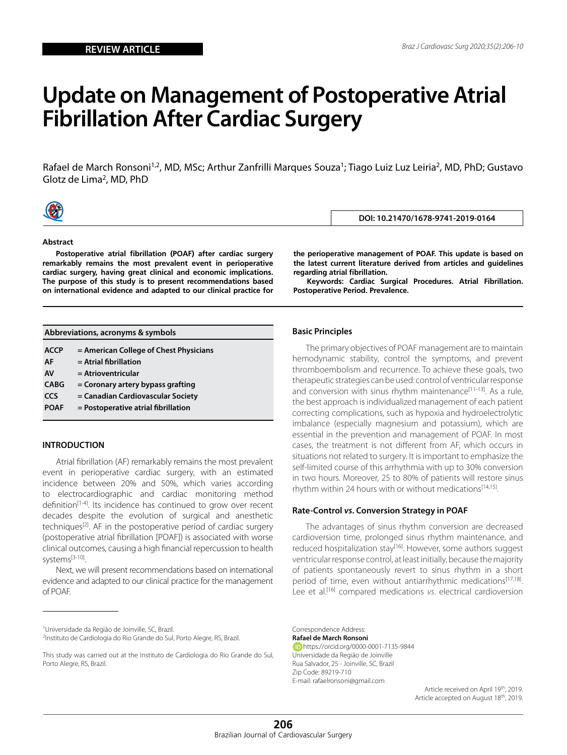REVIEW ARTICLE

# Update on Management of Postoperative Atrial Fibrillation After Cardiac Surgery

Rafael de March Ronsoni[1,2], MD, MSc; Arthur Zanfrilli Marques Souza[1]; Tiago Luiz Luz Leiria[2], MD, PhD; Gustavo Glotz de Lima[2], MD, PhD

DOI: 10.21470/1678-9741-2019-0164

### Abstract

**Postoperative atrial fibrillation (POAF) after cardiac surgery remarkably remains the most prevalent event in perioperative cardiac surgery, having great clinical and economic implications. The purpose of this study is to present recommendations based on international evidence and adapted to our clinical practice for the perioperative management of POAF. This update is based on the latest current literature derived from articles and guidelines regarding atrial fibrillation.**

**Keywords: Cardiac Surgical Procedures. Atrial Fibrillation. Postoperative Period. Prevalence.**

| Abbreviations, acronyms & symbols | |
|---|---|
| ACCP | = American College of Chest Physicians |
| AF | = Atrial fibrillation |
| AV | = Atrioventricular |
| CABG | = Coronary artery bypass grafting |
| CCS | = Canadian Cardiovascular Society |
| POAF | = Postoperative atrial fibrillation |

## INTRODUCTION

Atrial fibrillation (AF) remarkably remains the most prevalent event in perioperative cardiac surgery, with an estimated incidence between 20% and 50%, which varies according to electrocardiographic and cardiac monitoring method definition[1-4]. Its incidence has continued to grow over recent decades despite the evolution of surgical and anesthetic techniques[2]. AF in the postoperative period of cardiac surgery (postoperative atrial fibrillation [POAF]) is associated with worse clinical outcomes, causing a high financial repercussion to health systems[3-10].

Next, we will present recommendations based on international evidence and adapted to our clinical practice for the management of POAF.

### Basic Principles

The primary objectives of POAF management are to maintain hemodynamic stability, control the symptoms, and prevent thromboembolism and recurrence. To achieve these goals, two therapeutic strategies can be used: control of ventricular response and conversion with sinus rhythm maintenance[11-13]. As a rule, the best approach is individualized management of each patient correcting complications, such as hypoxia and hydroelectrolytic imbalance (especially magnesium and potassium), which are essential in the prevention and management of POAF. In most cases, the treatment is not different from AF, which occurs in situations not related to surgery. It is important to emphasize the self-limited course of this arrhythmia with up to 30% conversion in two hours. Moreover, 25 to 80% of patients will restore sinus rhythm within 24 hours with or without medications[14,15].

### Rate-Control *vs*. Conversion Strategy in POAF

The advantages of sinus rhythm conversion are decreased cardioversion time, prolonged sinus rhythm maintenance, and reduced hospitalization stay[16]. However, some authors suggest ventricular response control, at least initially, because the majority of patients spontaneously revert to sinus rhythm in a short period of time, even without antiarrhythmic medications[17,18]. Lee et al.[16] compared medications *vs*. electrical cardioversion

---

[1]Universidade da Região de Joinville, SC, Brazil.
[2]Instituto de Cardiologia do Rio Grande do Sul, Porto Alegre, RS, Brazil.

This study was carried out at the Instituto de Cardiologia do Rio Grande do Sul, Porto Alegre, RS, Brazil.

Correspondence Address:
**Rafael de March Ronsoni**
https://orcid.org/0000-0001-7135-9844
Universidade da Região de Joinville
Rua Salvador, 25 - Joinville, SC, Brazil
Zip Code: 89219-710
E-mail: rafaelronsoni@gmail.com

Article received on April 19th, 2019.
Article accepted on August 18th, 2019.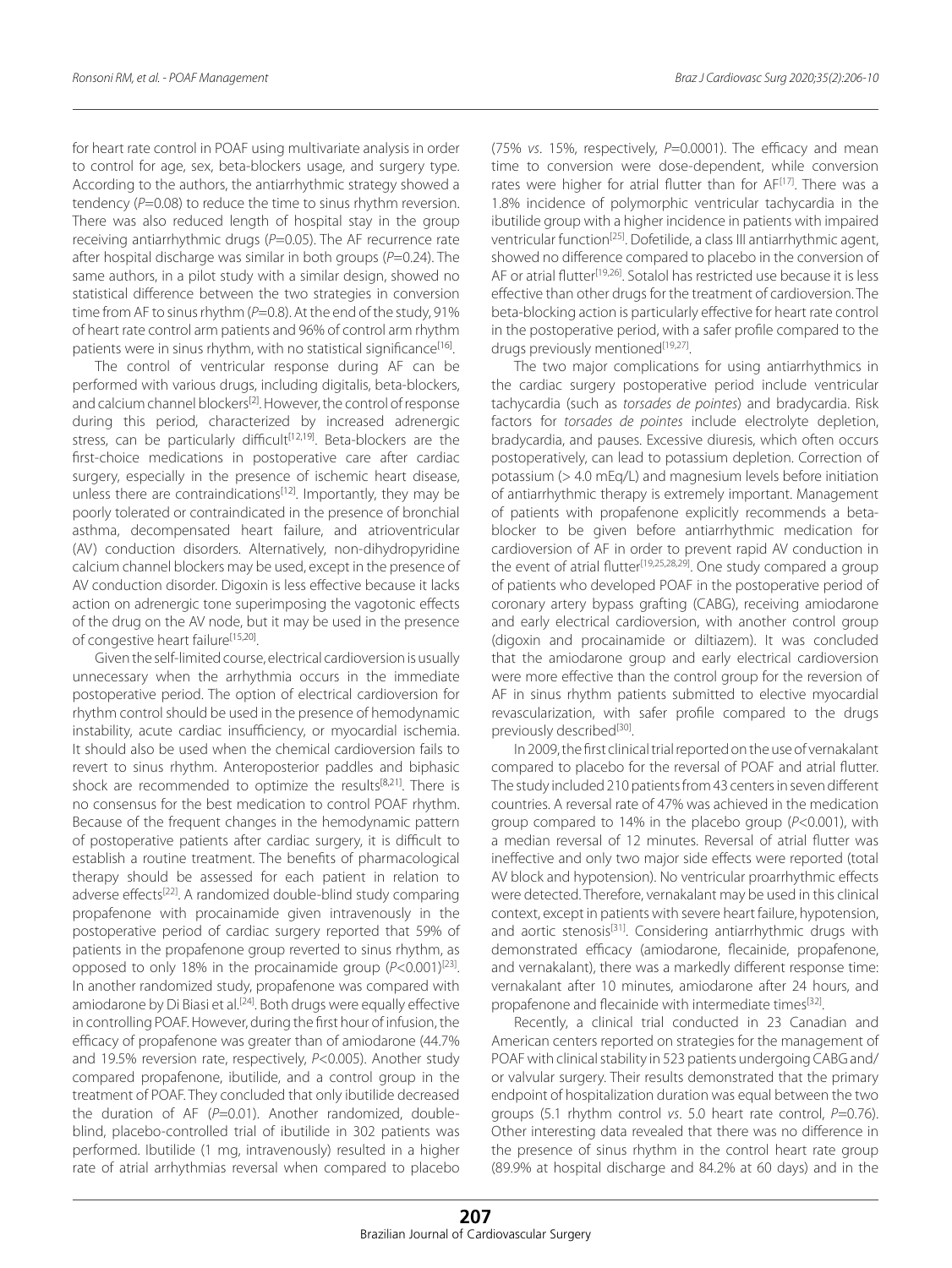for heart rate control in POAF using multivariate analysis in order to control for age, sex, beta-blockers usage, and surgery type. According to the authors, the antiarrhythmic strategy showed a tendency ($P$=0.08) to reduce the time to sinus rhythm reversion. There was also reduced length of hospital stay in the group receiving antiarrhythmic drugs ($P$=0.05). The AF recurrence rate after hospital discharge was similar in both groups ($P$=0.24). The same authors, in a pilot study with a similar design, showed no statistical difference between the two strategies in conversion time from AF to sinus rhythm ($P$=0.8). At the end of the study, 91% of heart rate control arm patients and 96% of control arm rhythm patients were in sinus rhythm, with no statistical significance[16].

The control of ventricular response during AF can be performed with various drugs, including digitalis, beta-blockers, and calcium channel blockers[2]. However, the control of response during this period, characterized by increased adrenergic stress, can be particularly difficult[12,19]. Beta-blockers are the first-choice medications in postoperative care after cardiac surgery, especially in the presence of ischemic heart disease, unless there are contraindications[12]. Importantly, they may be poorly tolerated or contraindicated in the presence of bronchial asthma, decompensated heart failure, and atrioventricular (AV) conduction disorders. Alternatively, non-dihydropyridine calcium channel blockers may be used, except in the presence of AV conduction disorder. Digoxin is less effective because it lacks action on adrenergic tone superimposing the vagotonic effects of the drug on the AV node, but it may be used in the presence of congestive heart failure[15,20].

Given the self-limited course, electrical cardioversion is usually unnecessary when the arrhythmia occurs in the immediate postoperative period. The option of electrical cardioversion for rhythm control should be used in the presence of hemodynamic instability, acute cardiac insufficiency, or myocardial ischemia. It should also be used when the chemical cardioversion fails to revert to sinus rhythm. Anteroposterior paddles and biphasic shock are recommended to optimize the results[8,21]. There is no consensus for the best medication to control POAF rhythm. Because of the frequent changes in the hemodynamic pattern of postoperative patients after cardiac surgery, it is difficult to establish a routine treatment. The benefits of pharmacological therapy should be assessed for each patient in relation to adverse effects[22]. A randomized double-blind study comparing propafenone with procainamide given intravenously in the postoperative period of cardiac surgery reported that 59% of patients in the propafenone group reverted to sinus rhythm, as opposed to only 18% in the procainamide group ($P$<0.001)[23]. In another randomized study, propafenone was compared with amiodarone by Di Biasi et al.[24]. Both drugs were equally effective in controlling POAF. However, during the first hour of infusion, the efficacy of propafenone was greater than of amiodarone (44.7% and 19.5% reversion rate, respectively, $P$<0.005). Another study compared propafenone, ibutilide, and a control group in the treatment of POAF. They concluded that only ibutilide decreased the duration of AF ($P$=0.01). Another randomized, double-blind, placebo-controlled trial of ibutilide in 302 patients was performed. Ibutilide (1 mg, intravenously) resulted in a higher rate of atrial arrhythmias reversal when compared to placebo (75% *vs.* 15%, respectively, $P$=0.0001). The efficacy and mean time to conversion were dose-dependent, while conversion rates were higher for atrial flutter than for AF[17]. There was a 1.8% incidence of polymorphic ventricular tachycardia in the ibutilide group with a higher incidence in patients with impaired ventricular function[25]. Dofetilide, a class III antiarrhythmic agent, showed no difference compared to placebo in the conversion of AF or atrial flutter[19,26]. Sotalol has restricted use because it is less effective than other drugs for the treatment of cardioversion. The beta-blocking action is particularly effective for heart rate control in the postoperative period, with a safer profile compared to the drugs previously mentioned[19,27].

The two major complications for using antiarrhythmics in the cardiac surgery postoperative period include ventricular tachycardia (such as *torsades de pointes*) and bradycardia. Risk factors for *torsades de pointes* include electrolyte depletion, bradycardia, and pauses. Excessive diuresis, which often occurs postoperatively, can lead to potassium depletion. Correction of potassium (> 4.0 mEq/L) and magnesium levels before initiation of antiarrhythmic therapy is extremely important. Management of patients with propafenone explicitly recommends a beta-blocker to be given before antiarrhythmic medication for cardioversion of AF in order to prevent rapid AV conduction in the event of atrial flutter[19,25,28,29]. One study compared a group of patients who developed POAF in the postoperative period of coronary artery bypass grafting (CABG), receiving amiodarone and early electrical cardioversion, with another control group (digoxin and procainamide or diltiazem). It was concluded that the amiodarone group and early electrical cardioversion were more effective than the control group for the reversion of AF in sinus rhythm patients submitted to elective myocardial revascularization, with safer profile compared to the drugs previously described[30].

In 2009, the first clinical trial reported on the use of vernakalant compared to placebo for the reversal of POAF and atrial flutter. The study included 210 patients from 43 centers in seven different countries. A reversal rate of 47% was achieved in the medication group compared to 14% in the placebo group ($P$<0.001), with a median reversal of 12 minutes. Reversal of atrial flutter was ineffective and only two major side effects were reported (total AV block and hypotension). No ventricular proarrhythmic effects were detected. Therefore, vernakalant may be used in this clinical context, except in patients with severe heart failure, hypotension, and aortic stenosis[31]. Considering antiarrhythmic drugs with demonstrated efficacy (amiodarone, flecainide, propafenone, and vernakalant), there was a markedly different response time: vernakalant after 10 minutes, amiodarone after 24 hours, and propafenone and flecainide with intermediate times[32].

Recently, a clinical trial conducted in 23 Canadian and American centers reported on strategies for the management of POAF with clinical stability in 523 patients undergoing CABG and/or valvular surgery. Their results demonstrated that the primary endpoint of hospitalization duration was equal between the two groups (5.1 rhythm control *vs.* 5.0 heart rate control, $P$=0.76). Other interesting data revealed that there was no difference in the presence of sinus rhythm in the control heart rate group (89.9% at hospital discharge and 84.2% at 60 days) and in the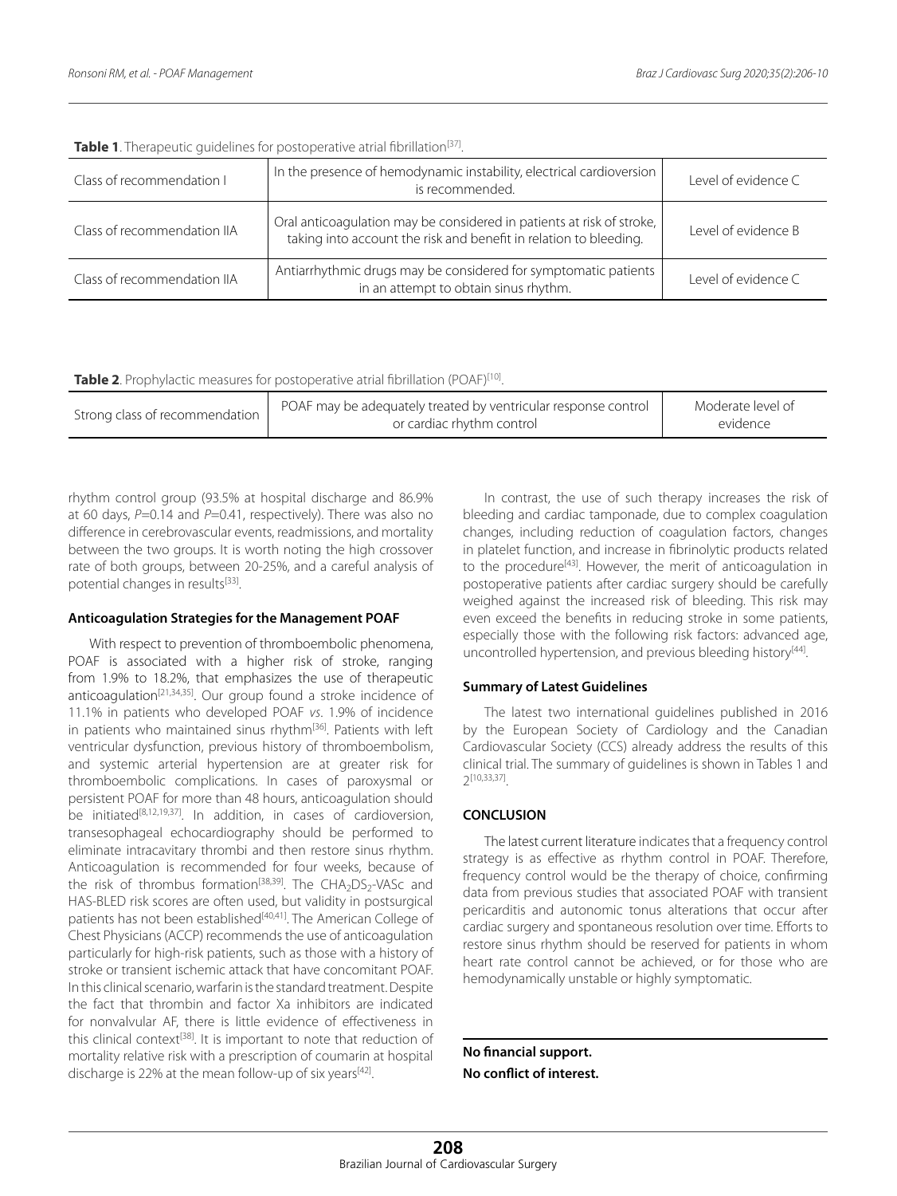**Table 1**. Therapeutic guidelines for postoperative atrial fibrillation[37].

| | | |
|---|---|---|
| Class of recommendation I | In the presence of hemodynamic instability, electrical cardioversion is recommended. | Level of evidence C |
| Class of recommendation IIA | Oral anticoagulation may be considered in patients at risk of stroke, taking into account the risk and benefit in relation to bleeding. | Level of evidence B |
| Class of recommendation IIA | Antiarrhythmic drugs may be considered for symptomatic patients in an attempt to obtain sinus rhythm. | Level of evidence C |

**Table 2**. Prophylactic measures for postoperative atrial fibrillation (POAF)[10].

| | | |
|---|---|---|
| Strong class of recommendation | POAF may be adequately treated by ventricular response control or cardiac rhythm control | Moderate level of evidence |

rhythm control group (93.5% at hospital discharge and 86.9% at 60 days, $P$=0.14 and $P$=0.41, respectively). There was also no difference in cerebrovascular events, readmissions, and mortality between the two groups. It is worth noting the high crossover rate of both groups, between 20-25%, and a careful analysis of potential changes in results[33].

**Anticoagulation Strategies for the Management POAF**

With respect to prevention of thromboembolic phenomena, POAF is associated with a higher risk of stroke, ranging from 1.9% to 18.2%, that emphasizes the use of therapeutic anticoagulation[21,34,35]. Our group found a stroke incidence of 11.1% in patients who developed POAF *vs*. 1.9% of incidence in patients who maintained sinus rhythm[36]. Patients with left ventricular dysfunction, previous history of thromboembolism, and systemic arterial hypertension are at greater risk for thromboembolic complications. In cases of paroxysmal or persistent POAF for more than 48 hours, anticoagulation should be initiated[8,12,19,37]. In addition, in cases of cardioversion, transesophageal echocardiography should be performed to eliminate intracavitary thrombi and then restore sinus rhythm. Anticoagulation is recommended for four weeks, because of the risk of thrombus formation[38,39]. The $CHA_2DS_2$-VASc and HAS-BLED risk scores are often used, but validity in postsurgical patients has not been established[40,41]. The American College of Chest Physicians (ACCP) recommends the use of anticoagulation particularly for high-risk patients, such as those with a history of stroke or transient ischemic attack that have concomitant POAF. In this clinical scenario, warfarin is the standard treatment. Despite the fact that thrombin and factor Xa inhibitors are indicated for nonvalvular AF, there is little evidence of effectiveness in this clinical context[38]. It is important to note that reduction of mortality relative risk with a prescription of coumarin at hospital discharge is 22% at the mean follow-up of six years[42].

In contrast, the use of such therapy increases the risk of bleeding and cardiac tamponade, due to complex coagulation changes, including reduction of coagulation factors, changes in platelet function, and increase in fibrinolytic products related to the procedure[43]. However, the merit of anticoagulation in postoperative patients after cardiac surgery should be carefully weighed against the increased risk of bleeding. This risk may even exceed the benefits in reducing stroke in some patients, especially those with the following risk factors: advanced age, uncontrolled hypertension, and previous bleeding history[44].

**Summary of Latest Guidelines**

The latest two international guidelines published in 2016 by the European Society of Cardiology and the Canadian Cardiovascular Society (CCS) already address the results of this clinical trial. The summary of guidelines is shown in Tables 1 and 2[10,33,37].

**CONCLUSION**

The latest current literature indicates that a frequency control strategy is as effective as rhythm control in POAF. Therefore, frequency control would be the therapy of choice, confirming data from previous studies that associated POAF with transient pericarditis and autonomic tonus alterations that occur after cardiac surgery and spontaneous resolution over time. Efforts to restore sinus rhythm should be reserved for patients in whom heart rate control cannot be achieved, or for those who are hemodynamically unstable or highly symptomatic.

**No financial support.**
**No conflict of interest.**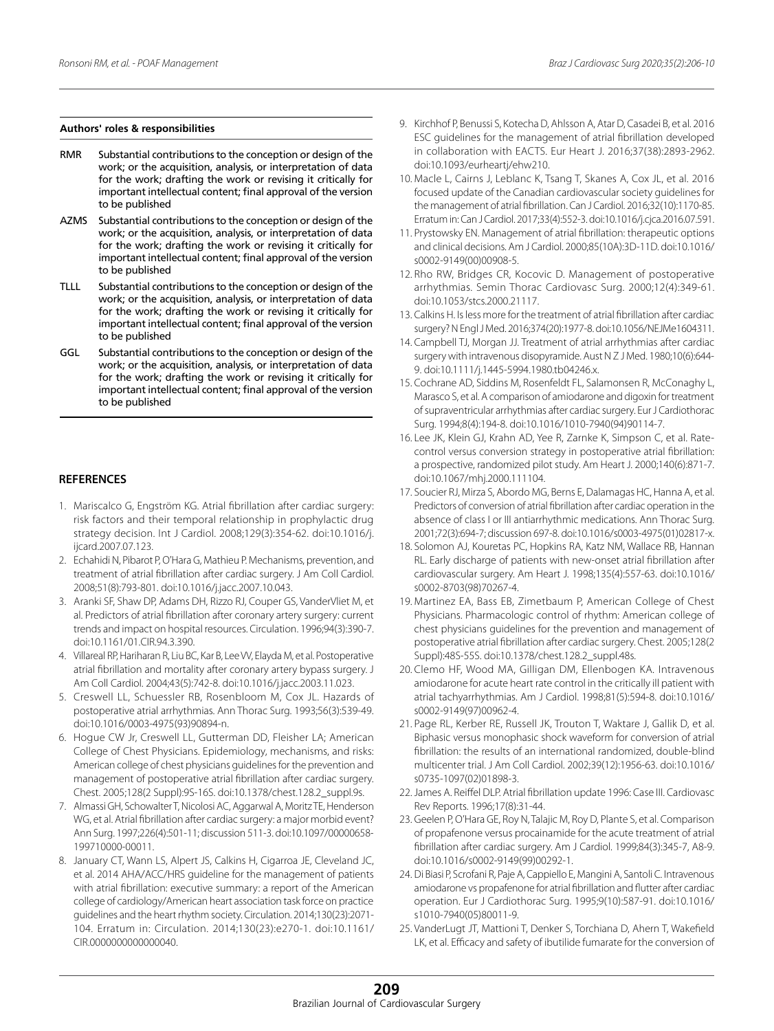**Authors' roles & responsibilities**

| | |
|---|---|
| RMR | Substantial contributions to the conception or design of the work; or the acquisition, analysis, or interpretation of data for the work; drafting the work or revising it critically for important intellectual content; final approval of the version to be published |
| AZMS | Substantial contributions to the conception or design of the work; or the acquisition, analysis, or interpretation of data for the work; drafting the work or revising it critically for important intellectual content; final approval of the version to be published |
| TLLL | Substantial contributions to the conception or design of the work; or the acquisition, analysis, or interpretation of data for the work; drafting the work or revising it critically for important intellectual content; final approval of the version to be published |
| GGL | Substantial contributions to the conception or design of the work; or the acquisition, analysis, or interpretation of data for the work; drafting the work or revising it critically for important intellectual content; final approval of the version to be published |

## REFERENCES

1. Mariscalco G, Engström KG. Atrial fibrillation after cardiac surgery: risk factors and their temporal relationship in prophylactic drug strategy decision. Int J Cardiol. 2008;129(3):354-62. doi:10.1016/j.ijcard.2007.07.123.
2. Echahidi N, Pibarot P, O'Hara G, Mathieu P. Mechanisms, prevention, and treatment of atrial fibrillation after cardiac surgery. J Am Coll Cardiol. 2008;51(8):793-801. doi:10.1016/j.jacc.2007.10.043.
3. Aranki SF, Shaw DP, Adams DH, Rizzo RJ, Couper GS, VanderVliet M, et al. Predictors of atrial fibrillation after coronary artery surgery: current trends and impact on hospital resources. Circulation. 1996;94(3):390-7. doi:10.1161/01.CIR.94.3.390.
4. Villareal RP, Hariharan R, Liu BC, Kar B, Lee VV, Elayda M, et al. Postoperative atrial fibrillation and mortality after coronary artery bypass surgery. J Am Coll Cardiol. 2004;43(5):742-8. doi:10.1016/j.jacc.2003.11.023.
5. Creswell LL, Schuessler RB, Rosenbloom M, Cox JL. Hazards of postoperative atrial arrhythmias. Ann Thorac Surg. 1993;56(3):539-49. doi:10.1016/0003-4975(93)90894-n.
6. Hogue CW Jr, Creswell LL, Gutterman DD, Fleisher LA; American College of Chest Physicians. Epidemiology, mechanisms, and risks: American college of chest physicians guidelines for the prevention and management of postoperative atrial fibrillation after cardiac surgery. Chest. 2005;128(2 Suppl):9S-16S. doi:10.1378/chest.128.2_suppl.9s.
7. Almassi GH, Schowalter T, Nicolosi AC, Aggarwal A, Moritz TE, Henderson WG, et al. Atrial fibrillation after cardiac surgery: a major morbid event? Ann Surg. 1997;226(4):501-11; discussion 511-3. doi:10.1097/00000658-199710000-00011.
8. January CT, Wann LS, Alpert JS, Calkins H, Cigarroa JE, Cleveland JC, et al. 2014 AHA/ACC/HRS guideline for the management of patients with atrial fibrillation: executive summary: a report of the American college of cardiology/American heart association task force on practice guidelines and the heart rhythm society. Circulation. 2014;130(23):2071-104. Erratum in: Circulation. 2014;130(23):e270-1. doi:10.1161/CIR.0000000000000040.
9. Kirchhof P, Benussi S, Kotecha D, Ahlsson A, Atar D, Casadei B, et al. 2016 ESC guidelines for the management of atrial fibrillation developed in collaboration with EACTS. Eur Heart J. 2016;37(38):2893-2962. doi:10.1093/eurheartj/ehw210.
10. Macle L, Cairns J, Leblanc K, Tsang T, Skanes A, Cox JL, et al. 2016 focused update of the Canadian cardiovascular society guidelines for the management of atrial fibrillation. Can J Cardiol. 2016;32(10):1170-85. Erratum in: Can J Cardiol. 2017;33(4):552-3. doi:10.1016/j.cjca.2016.07.591.
11. Prystowsky EN. Management of atrial fibrillation: therapeutic options and clinical decisions. Am J Cardiol. 2000;85(10A):3D-11D. doi:10.1016/s0002-9149(00)00908-5.
12. Rho RW, Bridges CR, Kocovic D. Management of postoperative arrhythmias. Semin Thorac Cardiovasc Surg. 2000;12(4):349-61. doi:10.1053/stcs.2000.21117.
13. Calkins H. Is less more for the treatment of atrial fibrillation after cardiac surgery? N Engl J Med. 2016;374(20):1977-8. doi:10.1056/NEJMe1604311.
14. Campbell TJ, Morgan JJ. Treatment of atrial arrhythmias after cardiac surgery with intravenous disopyramide. Aust N Z J Med. 1980;10(6):644-9. doi:10.1111/j.1445-5994.1980.tb04246.x.
15. Cochrane AD, Siddins M, Rosenfeldt FL, Salamonsen R, McConaghy L, Marasco S, et al. A comparison of amiodarone and digoxin for treatment of supraventricular arrhythmias after cardiac surgery. Eur J Cardiothorac Surg. 1994;8(4):194-8. doi:10.1016/1010-7940(94)90114-7.
16. Lee JK, Klein GJ, Krahn AD, Yee R, Zarnke K, Simpson C, et al. Rate-control versus conversion strategy in postoperative atrial fibrillation: a prospective, randomized pilot study. Am Heart J. 2000;140(6):871-7. doi:10.1067/mhj.2000.111104.
17. Soucier RJ, Mirza S, Abordo MG, Berns E, Dalamagas HC, Hanna A, et al. Predictors of conversion of atrial fibrillation after cardiac operation in the absence of class I or III antiarrhythmic medications. Ann Thorac Surg. 2001;72(3):694-7; discussion 697-8. doi:10.1016/s0003-4975(01)02817-x.
18. Solomon AJ, Kouretas PC, Hopkins RA, Katz NM, Wallace RB, Hannan RL. Early discharge of patients with new-onset atrial fibrillation after cardiovascular surgery. Am Heart J. 1998;135(4):557-63. doi:10.1016/s0002-8703(98)70267-4.
19. Martinez EA, Bass EB, Zimetbaum P, American College of Chest Physicians. Pharmacologic control of rhythm: American college of chest physicians guidelines for the prevention and management of postoperative atrial fibrillation after cardiac surgery. Chest. 2005;128(2 Suppl):48S-55S. doi:10.1378/chest.128.2_suppl.48s.
20. Clemo HF, Wood MA, Gilligan DM, Ellenbogen KA. Intravenous amiodarone for acute heart rate control in the critically ill patient with atrial tachyarrhythmias. Am J Cardiol. 1998;81(5):594-8. doi:10.1016/s0002-9149(97)00962-4.
21. Page RL, Kerber RE, Russell JK, Trouton T, Waktare J, Gallik D, et al. Biphasic versus monophasic shock waveform for conversion of atrial fibrillation: the results of an international randomized, double-blind multicenter trial. J Am Coll Cardiol. 2002;39(12):1956-63. doi:10.1016/s0735-1097(02)01898-3.
22. James A. Reiffel DLP. Atrial fibrillation update 1996: Case III. Cardiovasc Rev Reports. 1996;17(8):31-44.
23. Geelen P, O'Hara GE, Roy N, Talajic M, Roy D, Plante S, et al. Comparison of propafenone versus procainamide for the acute treatment of atrial fibrillation after cardiac surgery. Am J Cardiol. 1999;84(3):345-7, A8-9. doi:10.1016/s0002-9149(99)00292-1.
24. Di Biasi P, Scrofani R, Paje A, Cappiello E, Mangini A, Santoli C. Intravenous amiodarone vs propafenone for atrial fibrillation and flutter after cardiac operation. Eur J Cardiothorac Surg. 1995;9(10):587-91. doi:10.1016/s1010-7940(05)80011-9.
25. VanderLugt JT, Mattioni T, Denker S, Torchiana D, Ahern T, Wakefield LK, et al. Efficacy and safety of ibutilide fumarate for the conversion of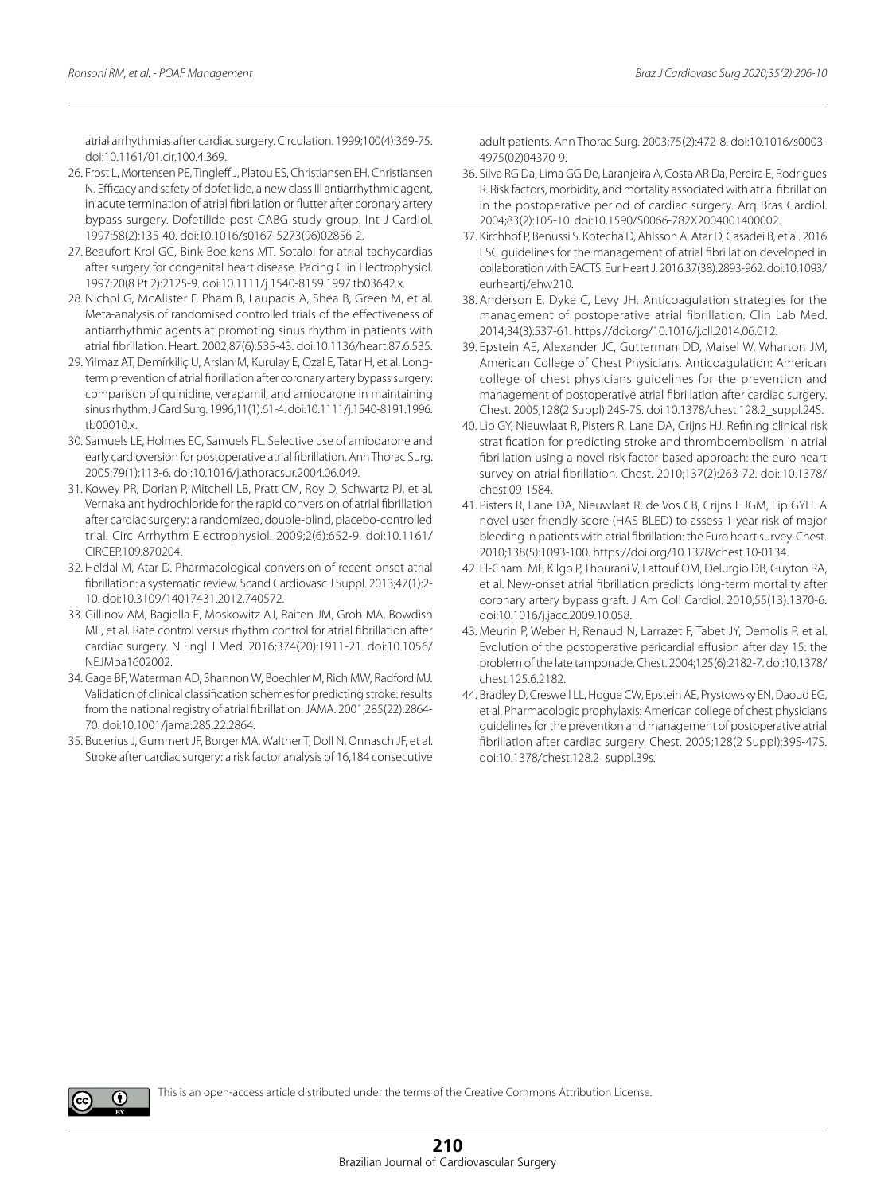atrial arrhythmias after cardiac surgery. Circulation. 1999;100(4):369-75. doi:10.1161/01.cir.100.4.369.

26. Frost L, Mortensen PE, Tingleff J, Platou ES, Christiansen EH, Christiansen N. Efficacy and safety of dofetilide, a new class III antiarrhythmic agent, in acute termination of atrial fibrillation or flutter after coronary artery bypass surgery. Dofetilide post-CABG study group. Int J Cardiol. 1997;58(2):135-40. doi:10.1016/s0167-5273(96)02856-2.
27. Beaufort-Krol GC, Bink-Boelkens MT. Sotalol for atrial tachycardias after surgery for congenital heart disease. Pacing Clin Electrophysiol. 1997;20(8 Pt 2):2125-9. doi:10.1111/j.1540-8159.1997.tb03642.x.
28. Nichol G, McAlister F, Pham B, Laupacis A, Shea B, Green M, et al. Meta-analysis of randomised controlled trials of the effectiveness of antiarrhythmic agents at promoting sinus rhythm in patients with atrial fibrillation. Heart. 2002;87(6):535-43. doi:10.1136/heart.87.6.535.
29. Yilmaz AT, Demírkiliç U, Arslan M, Kurulay E, Ozal E, Tatar H, et al. Long-term prevention of atrial fibrillation after coronary artery bypass surgery: comparison of quinidine, verapamil, and amiodarone in maintaining sinus rhythm. J Card Surg. 1996;11(1):61-4. doi:10.1111/j.1540-8191.1996.tb00010.x.
30. Samuels LE, Holmes EC, Samuels FL. Selective use of amiodarone and early cardioversion for postoperative atrial fibrillation. Ann Thorac Surg. 2005;79(1):113-6. doi:10.1016/j.athoracsur.2004.06.049.
31. Kowey PR, Dorian P, Mitchell LB, Pratt CM, Roy D, Schwartz PJ, et al. Vernakalant hydrochloride for the rapid conversion of atrial fibrillation after cardiac surgery: a randomized, double-blind, placebo-controlled trial. Circ Arrhythm Electrophysiol. 2009;2(6):652-9. doi:10.1161/CIRCEP.109.870204.
32. Heldal M, Atar D. Pharmacological conversion of recent-onset atrial fibrillation: a systematic review. Scand Cardiovasc J Suppl. 2013;47(1):2-10. doi:10.3109/14017431.2012.740572.
33. Gillinov AM, Bagiella E, Moskowitz AJ, Raiten JM, Groh MA, Bowdish ME, et al. Rate control versus rhythm control for atrial fibrillation after cardiac surgery. N Engl J Med. 2016;374(20):1911-21. doi:10.1056/NEJMoa1602002.
34. Gage BF, Waterman AD, Shannon W, Boechler M, Rich MW, Radford MJ. Validation of clinical classification schemes for predicting stroke: results from the national registry of atrial fibrillation. JAMA. 2001;285(22):2864-70. doi:10.1001/jama.285.22.2864.
35. Bucerius J, Gummert JF, Borger MA, Walther T, Doll N, Onnasch JF, et al. Stroke after cardiac surgery: a risk factor analysis of 16,184 consecutive adult patients. Ann Thorac Surg. 2003;75(2):472-8. doi:10.1016/s0003-4975(02)04370-9.
36. Silva RG Da, Lima GG De, Laranjeira A, Costa AR Da, Pereira E, Rodrigues R. Risk factors, morbidity, and mortality associated with atrial fibrillation in the postoperative period of cardiac surgery. Arq Bras Cardiol. 2004;83(2):105-10. doi:10.1590/S0066-782X2004001400002.
37. Kirchhof P, Benussi S, Kotecha D, Ahlsson A, Atar D, Casadei B, et al. 2016 ESC guidelines for the management of atrial fibrillation developed in collaboration with EACTS. Eur Heart J. 2016;37(38):2893-962. doi:10.1093/eurheartj/ehw210.
38. Anderson E, Dyke C, Levy JH. Anticoagulation strategies for the management of postoperative atrial fibrillation. Clin Lab Med. 2014;34(3):537-61. https://doi.org/10.1016/j.cll.2014.06.012.
39. Epstein AE, Alexander JC, Gutterman DD, Maisel W, Wharton JM, American College of Chest Physicians. Anticoagulation: American college of chest physicians guidelines for the prevention and management of postoperative atrial fibrillation after cardiac surgery. Chest. 2005;128(2 Suppl):24S-7S. doi:10.1378/chest.128.2_suppl.24S.
40. Lip GY, Nieuwlaat R, Pisters R, Lane DA, Crijns HJ. Refining clinical risk stratification for predicting stroke and thromboembolism in atrial fibrillation using a novel risk factor-based approach: the euro heart survey on atrial fibrillation. Chest. 2010;137(2):263-72. doi:.10.1378/chest.09-1584.
41. Pisters R, Lane DA, Nieuwlaat R, de Vos CB, Crijns HJGM, Lip GYH. A novel user-friendly score (HAS-BLED) to assess 1-year risk of major bleeding in patients with atrial fibrillation: the Euro heart survey. Chest. 2010;138(5):1093-100. https://doi.org/10.1378/chest.10-0134.
42. El-Chami MF, Kilgo P, Thourani V, Lattouf OM, Delurgio DB, Guyton RA, et al. New-onset atrial fibrillation predicts long-term mortality after coronary artery bypass graft. J Am Coll Cardiol. 2010;55(13):1370-6. doi:10.1016/j.jacc.2009.10.058.
43. Meurin P, Weber H, Renaud N, Larrazet F, Tabet JY, Demolis P, et al. Evolution of the postoperative pericardial effusion after day 15: the problem of the late tamponade. Chest. 2004;125(6):2182-7. doi:10.1378/chest.125.6.2182.
44. Bradley D, Creswell LL, Hogue CW, Epstein AE, Prystowsky EN, Daoud EG, et al. Pharmacologic prophylaxis: American college of chest physicians guidelines for the prevention and management of postoperative atrial fibrillation after cardiac surgery. Chest. 2005;128(2 Suppl):39S-47S. doi:10.1378/chest.128.2_suppl.39s.

This is an open-access article distributed under the terms of the Creative Commons Attribution License.